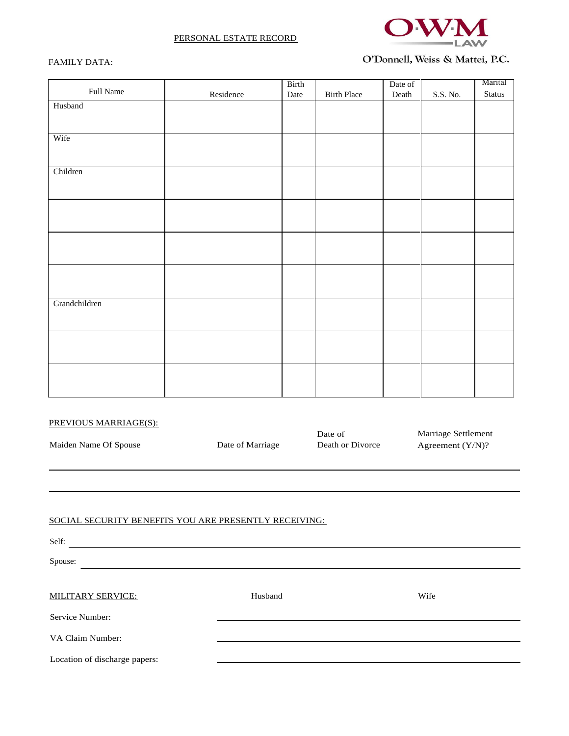# PERSONAL ESTATE RECORD

O'Donnell, Weiss & Mattei, P.C.

## FAMILY DATA:

| Full Name | Residence | Birth Date | Birth Place | Date of Death | S.S. No. | Marital Status |
|---|---|---|---|---|---|---|
| Husband | | | | | | |
| Wife | | | | | | |
| Children | | | | | | |
| | | | | | | |
| | | | | | | |
| | | | | | | |
| Grandchildren | | | | | | |
| | | | | | | |
| | | | | | | |

## PREVIOUS MARRIAGE(S):

| Maiden Name Of Spouse | Date of Marriage | Date of Death or Divorce | Marriage Settlement Agreement (Y/N)? |
|---|---|---|---|
| | | | |
| | | | |

## SOCIAL SECURITY BENEFITS YOU ARE PRESENTLY RECEIVING:

Self: ______________________________

Spouse: ______________________________

## MILITARY SERVICE:

| | Husband | Wife |
|---|---|---|
| Service Number: | | |
| VA Claim Number: | | |
| Location of discharge papers: | | |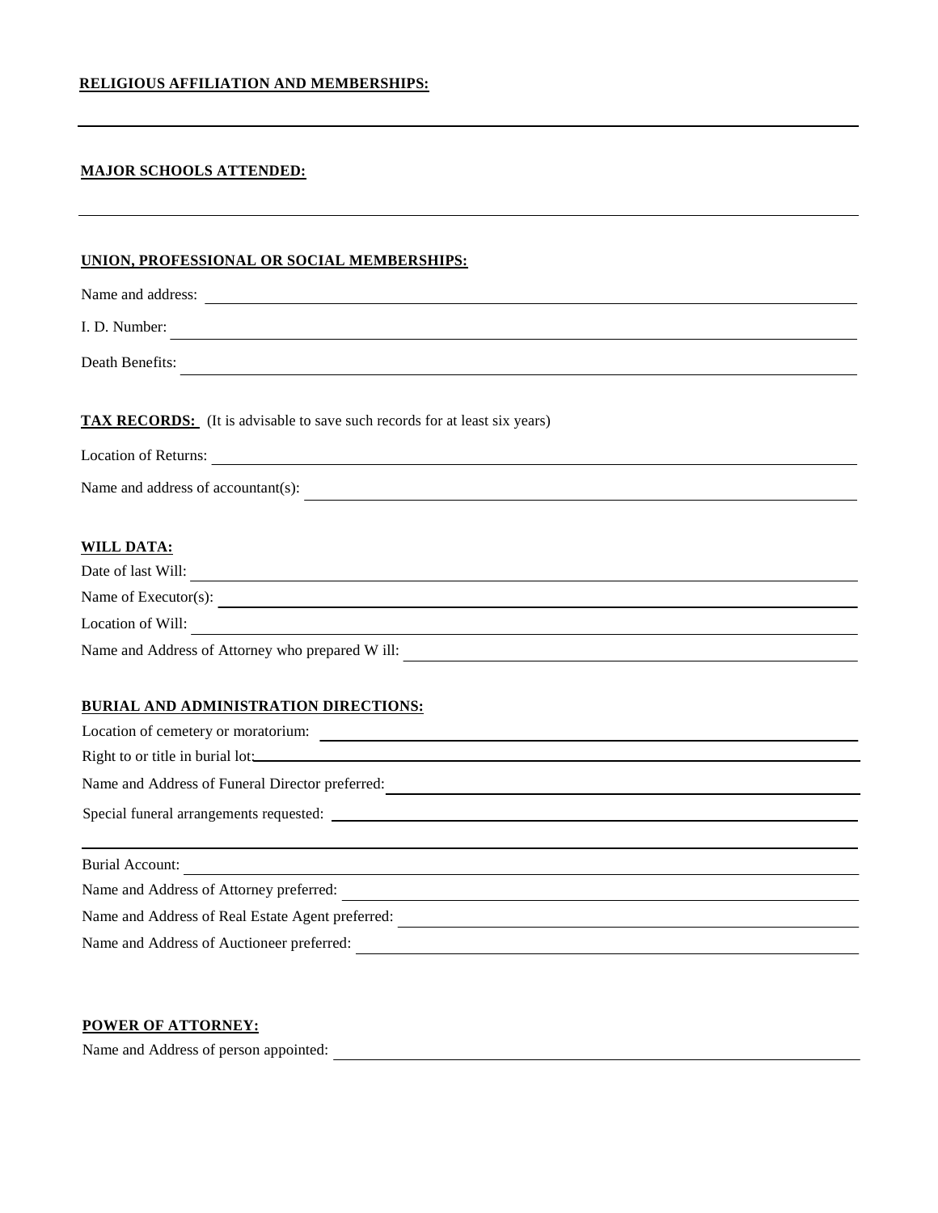**RELIGIOUS AFFILIATION AND MEMBERSHIPS:**

---

**MAJOR SCHOOLS ATTENDED:**

---

**UNION, PROFESSIONAL OR SOCIAL MEMBERSHIPS:**

Name and address: \_\_\_\_\_\_\_\_\_\_\_\_\_\_\_\_\_\_\_\_

I. D. Number: \_\_\_\_\_\_\_\_\_\_\_\_\_\_\_\_\_\_\_\_

Death Benefits: \_\_\_\_\_\_\_\_\_\_\_\_\_\_\_\_\_\_\_\_

**TAX RECORDS:** (It is advisable to save such records for at least six years)

Location of Returns: \_\_\_\_\_\_\_\_\_\_\_\_\_\_\_\_\_\_\_\_

Name and address of accountant(s): \_\_\_\_\_\_\_\_\_\_\_\_\_\_\_\_\_\_\_\_

**WILL DATA:**

Date of last Will: \_\_\_\_\_\_\_\_\_\_\_\_\_\_\_\_\_\_\_\_

Name of Executor(s): \_\_\_\_\_\_\_\_\_\_\_\_\_\_\_\_\_\_\_\_

Location of Will: \_\_\_\_\_\_\_\_\_\_\_\_\_\_\_\_\_\_\_\_

Name and Address of Attorney who prepared Will: \_\_\_\_\_\_\_\_\_\_\_\_\_\_\_\_\_\_\_\_

**BURIAL AND ADMINISTRATION DIRECTIONS:**

Location of cemetery or moratorium: \_\_\_\_\_\_\_\_\_\_\_\_\_\_\_\_\_\_\_\_

Right to or title in burial lot: \_\_\_\_\_\_\_\_\_\_\_\_\_\_\_\_\_\_\_\_

Name and Address of Funeral Director preferred: \_\_\_\_\_\_\_\_\_\_\_\_\_\_\_\_\_\_\_\_

Special funeral arrangements requested: \_\_\_\_\_\_\_\_\_\_\_\_\_\_\_\_\_\_\_\_

---

Burial Account: \_\_\_\_\_\_\_\_\_\_\_\_\_\_\_\_\_\_\_\_

Name and Address of Attorney preferred: \_\_\_\_\_\_\_\_\_\_\_\_\_\_\_\_\_\_\_\_

Name and Address of Real Estate Agent preferred: \_\_\_\_\_\_\_\_\_\_\_\_\_\_\_\_\_\_\_\_

Name and Address of Auctioneer preferred: \_\_\_\_\_\_\_\_\_\_\_\_\_\_\_\_\_\_\_\_

**POWER OF ATTORNEY:**

Name and Address of person appointed: \_\_\_\_\_\_\_\_\_\_\_\_\_\_\_\_\_\_\_\_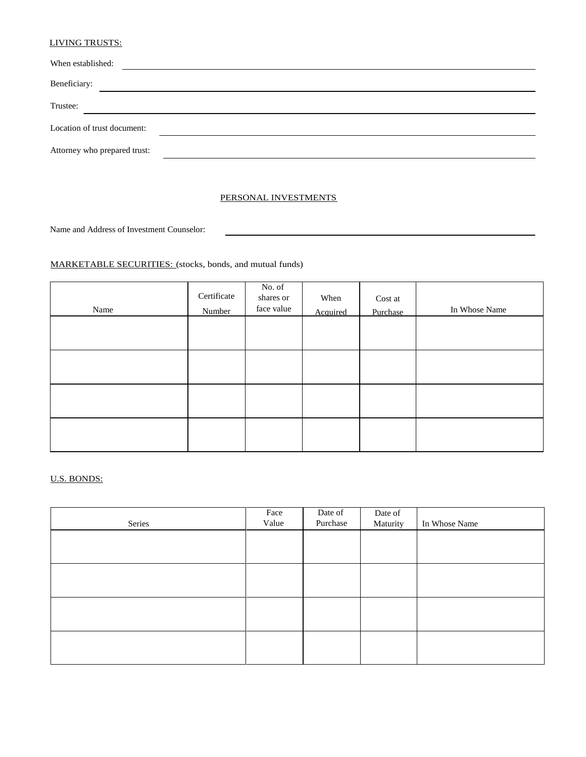LIVING TRUSTS:

When established: ______________________________________________

Beneficiary: ______________________________________________

Trustee: ______________________________________________

Location of trust document: ______________________________________________

Attorney who prepared trust: ______________________________________________

PERSONAL INVESTMENTS

Name and Address of Investment Counselor: ______________________________________________

MARKETABLE SECURITIES: (stocks, bonds, and mutual funds)

| Name | Certificate Number | No. of shares or face value | When Acquired | Cost at Purchase | In Whose Name |
|---|---|---|---|---|---|
| | | | | | |
| | | | | | |
| | | | | | |
| | | | | | |

U.S. BONDS:

| Series | Face Value | Date of Purchase | Date of Maturity | In Whose Name |
|---|---|---|---|---|
| | | | | |
| | | | | |
| | | | | |
| | | | | |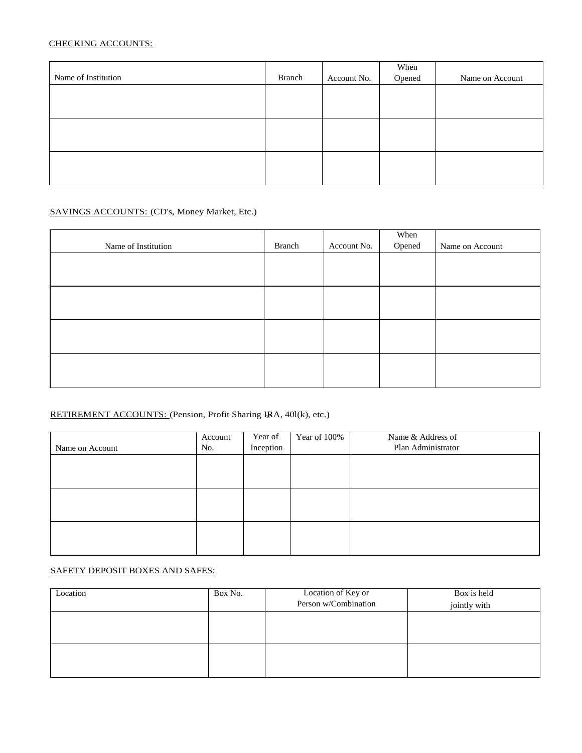CHECKING ACCOUNTS:

| Name of Institution | Branch | Account No. | When Opened | Name on Account |
|---|---|---|---|---|
| | | | | |
| | | | | |
| | | | | |

SAVINGS ACCOUNTS: (CD's, Money Market, Etc.)

| Name of Institution | Branch | Account No. | When Opened | Name on Account |
|---|---|---|---|---|
| | | | | |
| | | | | |
| | | | | |
| | | | | |

RETIREMENT ACCOUNTS: (Pension, Profit Sharing IRA, 40l(k), etc.)

| Name on Account | Account No. | Year of Inception | Year of 100% | Name & Address of Plan Administrator |
|---|---|---|---|---|
| | | | | |
| | | | | |
| | | | | |

SAFETY DEPOSIT BOXES AND SAFES:

| Location | Box No. | Location of Key or Person w/Combination | Box is held jointly with |
|---|---|---|---|
| | | | |
| | | | |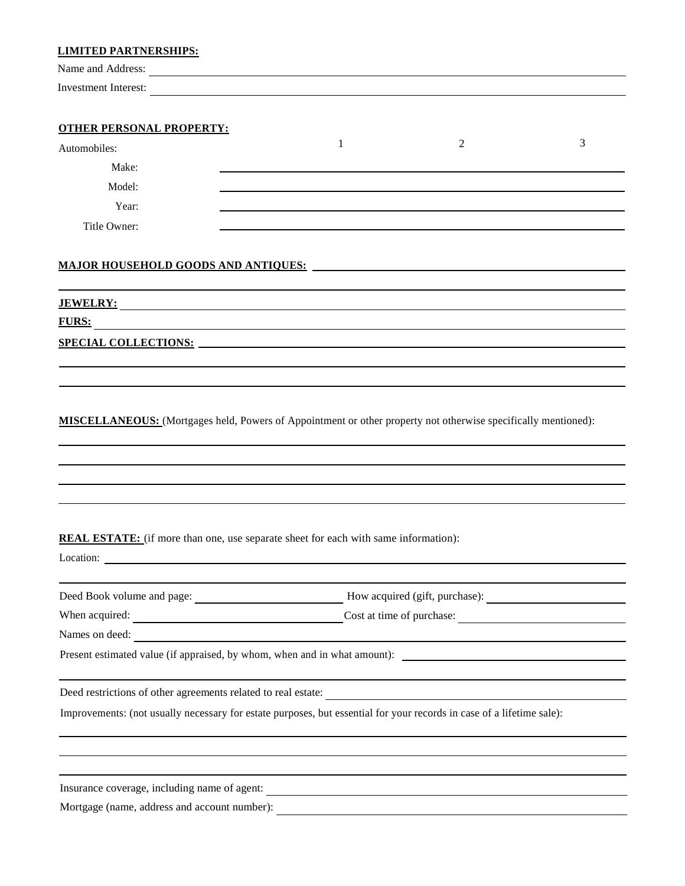**LIMITED PARTNERSHIPS:**

Name and Address: \_\_\_\_\_\_\_\_\_\_\_\_\_\_\_\_\_\_\_\_\_\_\_\_\_\_\_\_\_\_\_\_\_\_\_\_\_\_\_\_\_\_\_\_

Investment Interest: \_\_\_\_\_\_\_\_\_\_\_\_\_\_\_\_\_\_\_\_\_\_\_\_\_\_\_\_\_\_\_\_\_\_\_\_\_\_\_\_\_\_\_\_

**OTHER PERSONAL PROPERTY:**

| Automobiles: | 1 | 2 | 3 |
|---|---|---|---|
| Make: | | | |
| Model: | | | |
| Year: | | | |
| Title Owner: | | | |

**MAJOR HOUSEHOLD GOODS AND ANTIQUES:** \_\_\_\_\_\_\_\_\_\_\_\_\_\_\_\_\_\_\_\_\_\_\_\_\_\_\_\_\_\_\_\_\_\_\_\_\_\_\_\_\_\_\_\_

\_\_\_\_\_\_\_\_\_\_\_\_\_\_\_\_\_\_\_\_\_\_\_\_\_\_\_\_\_\_\_\_\_\_\_\_\_\_\_\_\_\_\_\_\_\_\_\_\_\_\_\_\_\_\_\_\_\_\_\_

**JEWELRY:** \_\_\_\_\_\_\_\_\_\_\_\_\_\_\_\_\_\_\_\_\_\_\_\_\_\_\_\_\_\_\_\_\_\_\_\_\_\_\_\_\_\_\_\_

**FURS:** \_\_\_\_\_\_\_\_\_\_\_\_\_\_\_\_\_\_\_\_\_\_\_\_\_\_\_\_\_\_\_\_\_\_\_\_\_\_\_\_\_\_\_\_

**SPECIAL COLLECTIONS:** \_\_\_\_\_\_\_\_\_\_\_\_\_\_\_\_\_\_\_\_\_\_\_\_\_\_\_\_\_\_\_\_\_\_\_\_\_\_\_\_\_\_\_\_

\_\_\_\_\_\_\_\_\_\_\_\_\_\_\_\_\_\_\_\_\_\_\_\_\_\_\_\_\_\_\_\_\_\_\_\_\_\_\_\_\_\_\_\_\_\_\_\_\_\_\_\_\_\_\_\_\_\_\_\_

\_\_\_\_\_\_\_\_\_\_\_\_\_\_\_\_\_\_\_\_\_\_\_\_\_\_\_\_\_\_\_\_\_\_\_\_\_\_\_\_\_\_\_\_\_\_\_\_\_\_\_\_\_\_\_\_\_\_\_\_

**MISCELLANEOUS:** (Mortgages held, Powers of Appointment or other property not otherwise specifically mentioned):

\_\_\_\_\_\_\_\_\_\_\_\_\_\_\_\_\_\_\_\_\_\_\_\_\_\_\_\_\_\_\_\_\_\_\_\_\_\_\_\_\_\_\_\_\_\_\_\_\_\_\_\_\_\_\_\_\_\_\_\_

\_\_\_\_\_\_\_\_\_\_\_\_\_\_\_\_\_\_\_\_\_\_\_\_\_\_\_\_\_\_\_\_\_\_\_\_\_\_\_\_\_\_\_\_\_\_\_\_\_\_\_\_\_\_\_\_\_\_\_\_

\_\_\_\_\_\_\_\_\_\_\_\_\_\_\_\_\_\_\_\_\_\_\_\_\_\_\_\_\_\_\_\_\_\_\_\_\_\_\_\_\_\_\_\_\_\_\_\_\_\_\_\_\_\_\_\_\_\_\_\_

\_\_\_\_\_\_\_\_\_\_\_\_\_\_\_\_\_\_\_\_\_\_\_\_\_\_\_\_\_\_\_\_\_\_\_\_\_\_\_\_\_\_\_\_\_\_\_\_\_\_\_\_\_\_\_\_\_\_\_\_

**REAL ESTATE:** (if more than one, use separate sheet for each with same information):

Location: \_\_\_\_\_\_\_\_\_\_\_\_\_\_\_\_\_\_\_\_\_\_\_\_\_\_\_\_\_\_\_\_\_\_\_\_\_\_\_\_\_\_\_\_

\_\_\_\_\_\_\_\_\_\_\_\_\_\_\_\_\_\_\_\_\_\_\_\_\_\_\_\_\_\_\_\_\_\_\_\_\_\_\_\_\_\_\_\_\_\_\_\_\_\_\_\_\_\_\_\_\_\_\_\_

Deed Book volume and page: \_\_\_\_\_\_\_\_\_\_\_\_\_\_\_\_\_\_\_\_ How acquired (gift, purchase): \_\_\_\_\_\_\_\_\_\_\_\_\_\_\_\_\_\_\_\_

When acquired: \_\_\_\_\_\_\_\_\_\_\_\_\_\_\_\_\_\_\_\_ Cost at time of purchase: \_\_\_\_\_\_\_\_\_\_\_\_\_\_\_\_\_\_\_\_

Names on deed: \_\_\_\_\_\_\_\_\_\_\_\_\_\_\_\_\_\_\_\_\_\_\_\_\_\_\_\_\_\_\_\_\_\_\_\_\_\_\_\_\_\_\_\_

Present estimated value (if appraised, by whom, when and in what amount): \_\_\_\_\_\_\_\_\_\_\_\_\_\_\_\_\_\_\_\_

\_\_\_\_\_\_\_\_\_\_\_\_\_\_\_\_\_\_\_\_\_\_\_\_\_\_\_\_\_\_\_\_\_\_\_\_\_\_\_\_\_\_\_\_\_\_\_\_\_\_\_\_\_\_\_\_\_\_\_\_

Deed restrictions of other agreements related to real estate: \_\_\_\_\_\_\_\_\_\_\_\_\_\_\_\_\_\_\_\_

Improvements: (not usually necessary for estate purposes, but essential for your records in case of a lifetime sale):

\_\_\_\_\_\_\_\_\_\_\_\_\_\_\_\_\_\_\_\_\_\_\_\_\_\_\_\_\_\_\_\_\_\_\_\_\_\_\_\_\_\_\_\_\_\_\_\_\_\_\_\_\_\_\_\_\_\_\_\_

\_\_\_\_\_\_\_\_\_\_\_\_\_\_\_\_\_\_\_\_\_\_\_\_\_\_\_\_\_\_\_\_\_\_\_\_\_\_\_\_\_\_\_\_\_\_\_\_\_\_\_\_\_\_\_\_\_\_\_\_

\_\_\_\_\_\_\_\_\_\_\_\_\_\_\_\_\_\_\_\_\_\_\_\_\_\_\_\_\_\_\_\_\_\_\_\_\_\_\_\_\_\_\_\_\_\_\_\_\_\_\_\_\_\_\_\_\_\_\_\_

Insurance coverage, including name of agent: \_\_\_\_\_\_\_\_\_\_\_\_\_\_\_\_\_\_\_\_\_\_\_\_\_\_\_\_\_\_\_\_

Mortgage (name, address and account number): \_\_\_\_\_\_\_\_\_\_\_\_\_\_\_\_\_\_\_\_\_\_\_\_\_\_\_\_\_\_\_\_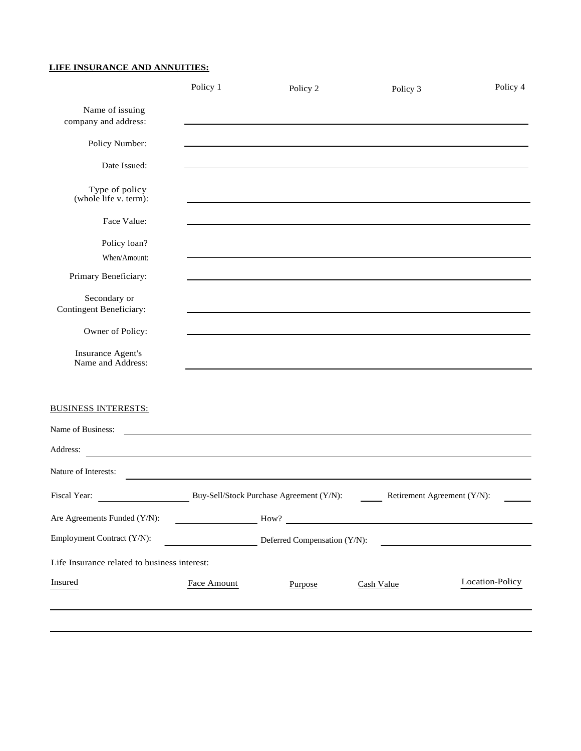**LIFE INSURANCE AND ANNUITIES:**

| | Policy 1 | Policy 2 | Policy 3 | Policy 4 |
|---|---|---|---|---|
| Name of issuing company and address: | | | | |
| Policy Number: | | | | |
| Date Issued: | | | | |
| Type of policy (whole life v. term): | | | | |
| Face Value: | | | | |
| Policy loan? When/Amount: | | | | |
| Primary Beneficiary: | | | | |
| Secondary or Contingent Beneficiary: | | | | |
| Owner of Policy: | | | | |
| Insurance Agent's Name and Address: | | | | |

BUSINESS INTERESTS:

Name of Business: ____________________

Address: ____________________

Nature of Interests: ____________________

Fiscal Year: ____________ Buy-Sell/Stock Purchase Agreement (Y/N): ______ Retirement Agreement (Y/N): ______

Are Agreements Funded (Y/N): ____________ How? ____________________

Employment Contract (Y/N): ____________ Deferred Compensation (Y/N): ____________

Life Insurance related to business interest:

| Insured | Face Amount | Purpose | Cash Value | Location-Policy |
|---|---|---|---|---|
| | | | | |
| | | | | |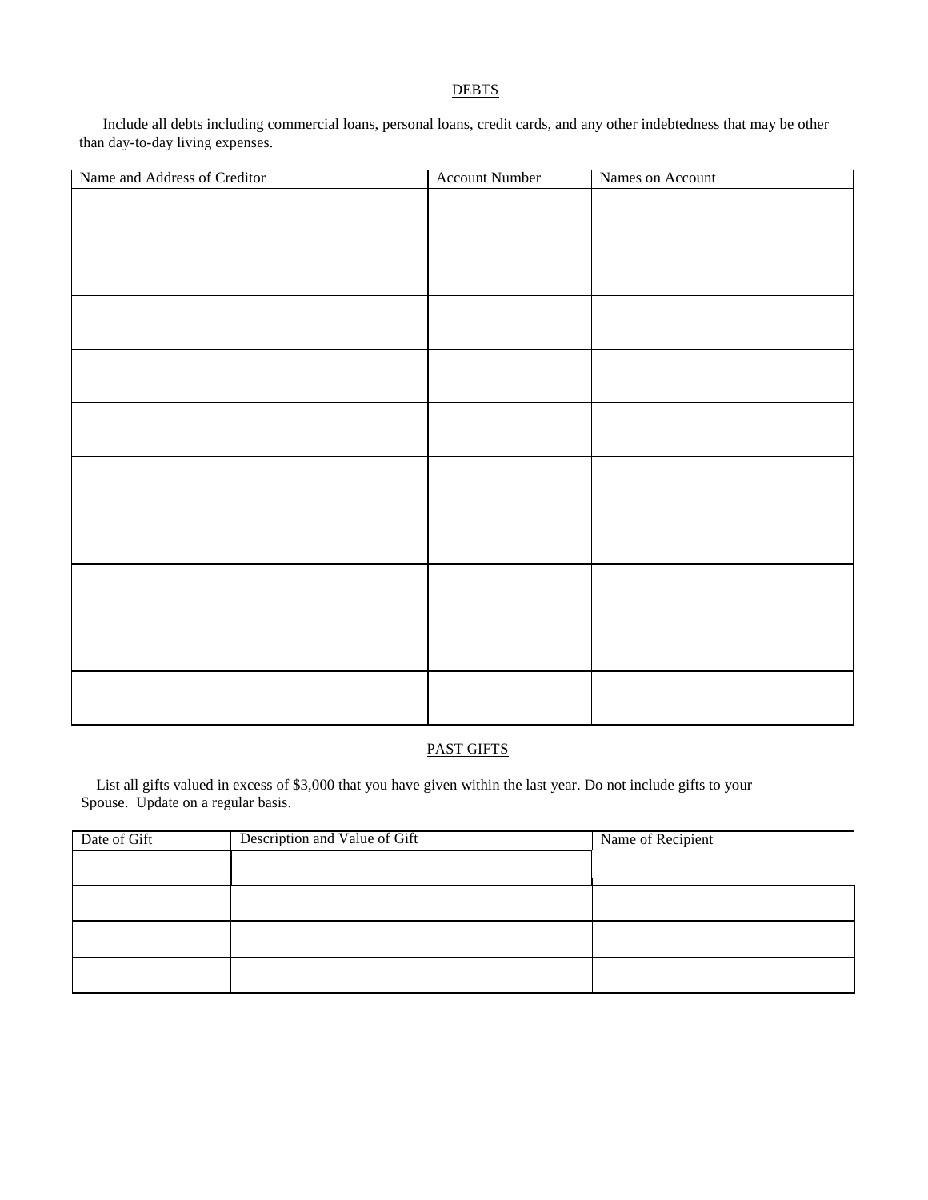## DEBTS

Include all debts including commercial loans, personal loans, credit cards, and any other indebtedness that may be other than day-to-day living expenses.

| Name and Address of Creditor | Account Number | Names on Account |
|---|---|---|
| | | |
| | | |
| | | |
| | | |
| | | |
| | | |
| | | |
| | | |
| | | |
| | | |

## PAST GIFTS

List all gifts valued in excess of $3,000 that you have given within the last year. Do not include gifts to your Spouse. Update on a regular basis.

| Date of Gift | Description and Value of Gift | Name of Recipient |
|---|---|---|
| | | |
| | | |
| | | |
| | | |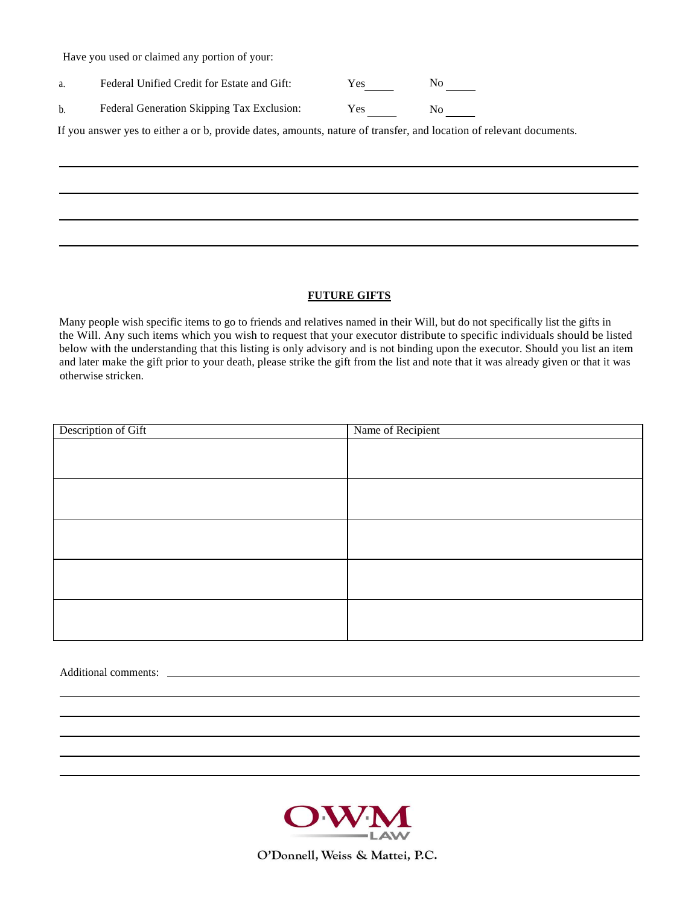Have you used or claimed any portion of your:

a. Federal Unified Credit for Estate and Gift: Yes_____ No _____

b. Federal Generation Skipping Tax Exclusion: Yes _____ No _____

If you answer yes to either a or b, provide dates, amounts, nature of transfer, and location of relevant documents.

______________________________________________________________________________

______________________________________________________________________________

______________________________________________________________________________

______________________________________________________________________________

**FUTURE GIFTS**

Many people wish specific items to go to friends and relatives named in their Will, but do not specifically list the gifts in the Will. Any such items which you wish to request that your executor distribute to specific individuals should be listed below with the understanding that this listing is only advisory and is not binding upon the executor. Should you list an item and later make the gift prior to your death, please strike the gift from the list and note that it was already given or that it was otherwise stricken.

| Description of Gift | Name of Recipient |
|---|---|
| | |
| | |
| | |
| | |
| | |

Additional comments: ______________________________________________________________

______________________________________________________________________________

______________________________________________________________________________

______________________________________________________________________________

______________________________________________________________________________

______________________________________________________________________________

OWM LAW

O'Donnell, Weiss & Mattei, P.C.